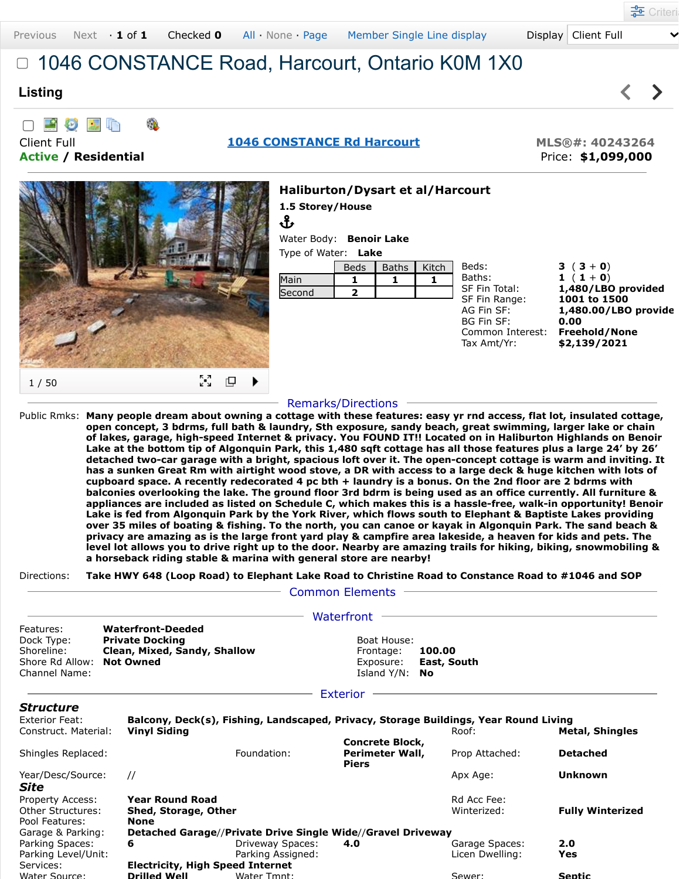Previous Next · 1 of 1 Checked 0 All · None · Page Member Single Line display Display Client Full

# 1046 CONSTANCE Road, Harcourt, Ontario K0M 1X0

## Listing

Client Full

**Active** / **Residential**

**1046 CONSTANCE Rd Harcourt**

MLS®#: 40243264

Price: **$1,099,000**

1 / 50

### Haliburton/Dysart et al/Harcourt

**1.5 Storey/House**

Water Body: **Benoir Lake**

Type of Water: **Lake**

| | Beds | Baths | Kitch |
|---|---|---|---|
| Main | 1 | 1 | 1 |
| Second | 2 | | |

| | |
|---|---|
| Beds: | **3 ( 3 + 0)** |
| Baths: | **1 ( 1 + 0)** |
| SF Fin Total: | **1,480/LBO provided** |
| SF Fin Range: | **1001 to 1500** |
| AG Fin SF: | **1,480.00/LBO provide** |
| BG Fin SF: | **0.00** |
| Common Interest: | **Freehold/None** |
| Tax Amt/Yr: | **$2,139/2021** |

## Remarks/Directions

Public Rmks: **Many people dream about owning a cottage with these features: easy yr rnd access, flat lot, insulated cottage, open concept, 3 bdrms, full bath & laundry, Sth exposure, sandy beach, great swimming, larger lake or chain of lakes, garage, high-speed Internet & privacy. You FOUND IT!! Located on in Haliburton Highlands on Benoir Lake at the bottom tip of Algonquin Park, this 1,480 sqft cottage has all those features plus a large 24' by 26' detached two-car garage with a bright, spacious loft over it. The open-concept cottage is warm and inviting. It has a sunken Great Rm with airtight wood stove, a DR with access to a large deck & huge kitchen with lots of cupboard space. A recently redecorated 4 pc bth + laundry is a bonus. On the 2nd floor are 2 bdrms with balconies overlooking the lake. The ground floor 3rd bdrm is being used as an office currently. All furniture & appliances are included as listed on Schedule C, which makes this is a hassle-free, walk-in opportunity! Benoir Lake is fed from Algonquin Park by the York River, which flows south to Elephant & Baptiste Lakes providing over 35 miles of boating & fishing. To the north, you can canoe or kayak in Algonquin Park. The sand beach & privacy are amazing as is the large front yard play & campfire area lakeside, a heaven for kids and pets. The level lot allows you to drive right up to the door. Nearby are amazing trails for hiking, biking, snowmobiling & a horseback riding stable & marina with general store are nearby!**

Directions: **Take HWY 648 (Loop Road) to Elephant Lake Road to Christine Road to Constance Road to #1046 and SOP**

## Common Elements

## Waterfront

| | | | |
|---|---|---|---|
| Features: | **Waterfront-Deeded** | | |
| Dock Type: | **Private Docking** | Boat House: | |
| Shoreline: | **Clean, Mixed, Sandy, Shallow** | Frontage: | **100.00** |
| Shore Rd Allow: | **Not Owned** | Exposure: | **East, South** |
| Channel Name: | | Island Y/N: | **No** |

## Exterior

### *Structure*

Exterior Feat: **Balcony, Deck(s), Fishing, Landscaped, Privacy, Storage Buildings, Year Round Living**

| | | | | | |
|---|---|---|---|---|---|
| Construct. Material: | **Vinyl Siding** | | | Roof: | **Metal, Shingles** |
| Shingles Replaced: | | Foundation: | **Concrete Block, Perimeter Wall, Piers** | Prop Attached: | **Detached** |
| Year/Desc/Source: | // | | | Apx Age: | **Unknown** |

### *Site*

| | | | | | |
|---|---|---|---|---|---|
| Property Access: | **Year Round Road** | | | Rd Acc Fee: | |
| Other Structures: | **Shed, Storage, Other** | | | Winterized: | **Fully Winterized** |
| Pool Features: | **None** | | | | |
| Garage & Parking: | **Detached Garage//Private Drive Single Wide//Gravel Driveway** | | | | |
| Parking Spaces: | **6** | Driveway Spaces: | **4.0** | Garage Spaces: | **2.0** |
| Parking Level/Unit: | | Parking Assigned: | | Licen Dwelling: | **Yes** |
| Services: | **Electricity, High Speed Internet** | | | | |
| Water Source: | **Drilled Well** | Water Tmnt: | | Sewer: | **Septic** |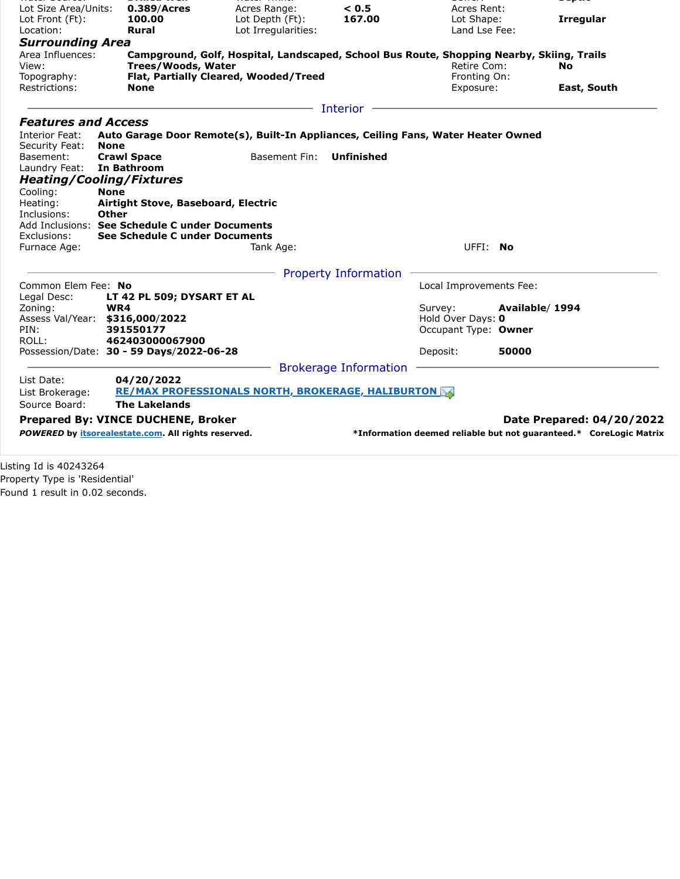| | | | | | |
|---|---|---|---|---|---|
| Lot Size Area/Units: | 0.389/Acres | Acres Range: | < 0.5 | Acres Rent: | |
| Lot Front (Ft): | 100.00 | Lot Depth (Ft): | 167.00 | Lot Shape: | Irregular |
| Location: | Rural | Lot Irregularities: | | Land Lse Fee: | |

### *Surrounding Area*

| | | | |
|---|---|---|---|
| Area Influences: | Campground, Golf, Hospital, Landscaped, School Bus Route, Shopping Nearby, Skiing, Trails | | |
| View: | Trees/Woods, Water | Retire Com: | No |
| Topography: | Flat, Partially Cleared, Wooded/Treed | Fronting On: | |
| Restrictions: | None | Exposure: | East, South |

## Interior

### *Features and Access*

| | | | |
|---|---|---|---|
| Interior Feat: | Auto Garage Door Remote(s), Built-In Appliances, Ceiling Fans, Water Heater Owned | | |
| Security Feat: | None | | |
| Basement: | Crawl Space | Basement Fin: | Unfinished |
| Laundry Feat: | In Bathroom | | |

### *Heating/Cooling/Fixtures*

| | | | | | |
|---|---|---|---|---|---|
| Cooling: | None | | | | |
| Heating: | Airtight Stove, Baseboard, Electric | | | | |
| Inclusions: | Other | | | | |
| Add Inclusions: | See Schedule C under Documents | | | | |
| Exclusions: | See Schedule C under Documents | | | | |
| Furnace Age: | | Tank Age: | | UFFI: | No |

## Property Information

| | | | |
|---|---|---|---|
| Common Elem Fee: | No | Local Improvements Fee: | |
| Legal Desc: | LT 42 PL 509; DYSART ET AL | | |
| Zoning: | WR4 | Survey: | Available/ 1994 |
| Assess Val/Year: | $316,000/2022 | Hold Over Days: | 0 |
| PIN: | 391550177 | Occupant Type: | Owner |
| ROLL: | 462403000067900 | | |
| Possession/Date: | 30 - 59 Days/2022-06-28 | Deposit: | 50000 |

## Brokerage Information

| | |
|---|---|
| List Date: | 04/20/2022 |
| List Brokerage: | RE/MAX PROFESSIONALS NORTH, BROKERAGE, HALIBURTON |
| Source Board: | The Lakelands |

**Prepared By: VINCE DUCHENE, Broker** **Date Prepared: 04/20/2022**

***POWERED* by itsorealestate.com. All rights reserved.** ***Information deemed reliable but not guaranteed.*** **CoreLogic Matrix**

Listing Id is 40243264
Property Type is 'Residential'
Found 1 result in 0.02 seconds.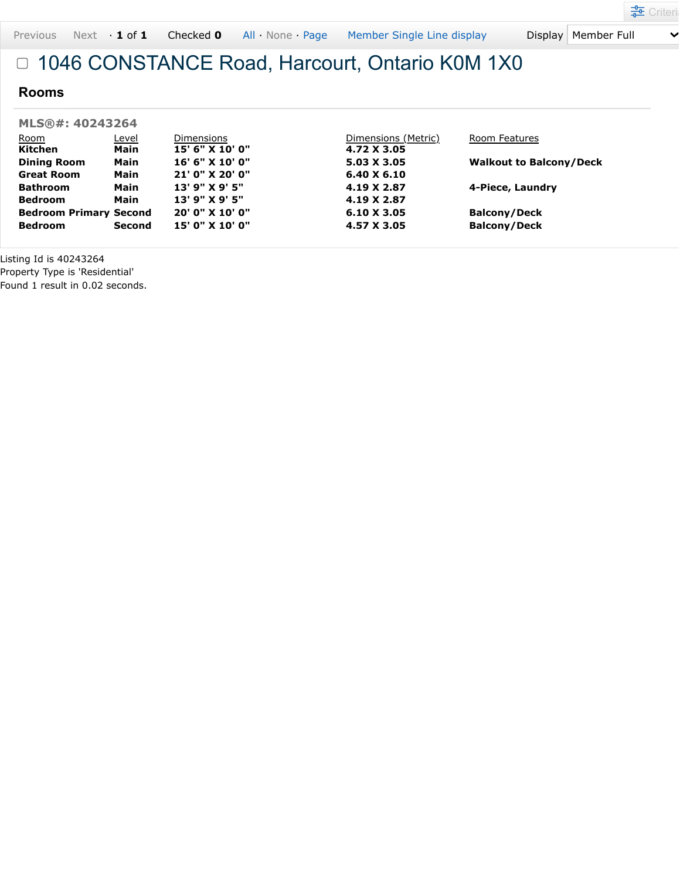Previous Next · **1** of **1** Checked **0** All · None · Page Member Single Line display Display Member Full

# 1046 CONSTANCE Road, Harcourt, Ontario K0M 1X0

## Rooms

**MLS®#: 40243264**

| Room | Level | Dimensions | Dimensions (Metric) | Room Features |
|---|---|---|---|---|
| **Kitchen** | **Main** | **15' 6" X 10' 0"** | **4.72 X 3.05** | |
| **Dining Room** | **Main** | **16' 6" X 10' 0"** | **5.03 X 3.05** | **Walkout to Balcony/Deck** |
| **Great Room** | **Main** | **21' 0" X 20' 0"** | **6.40 X 6.10** | |
| **Bathroom** | **Main** | **13' 9" X 9' 5"** | **4.19 X 2.87** | **4-Piece, Laundry** |
| **Bedroom** | **Main** | **13' 9" X 9' 5"** | **4.19 X 2.87** | |
| **Bedroom Primary** | **Second** | **20' 0" X 10' 0"** | **6.10 X 3.05** | **Balcony/Deck** |
| **Bedroom** | **Second** | **15' 0" X 10' 0"** | **4.57 X 3.05** | **Balcony/Deck** |

Listing Id is 40243264
Property Type is 'Residential'
Found 1 result in 0.02 seconds.